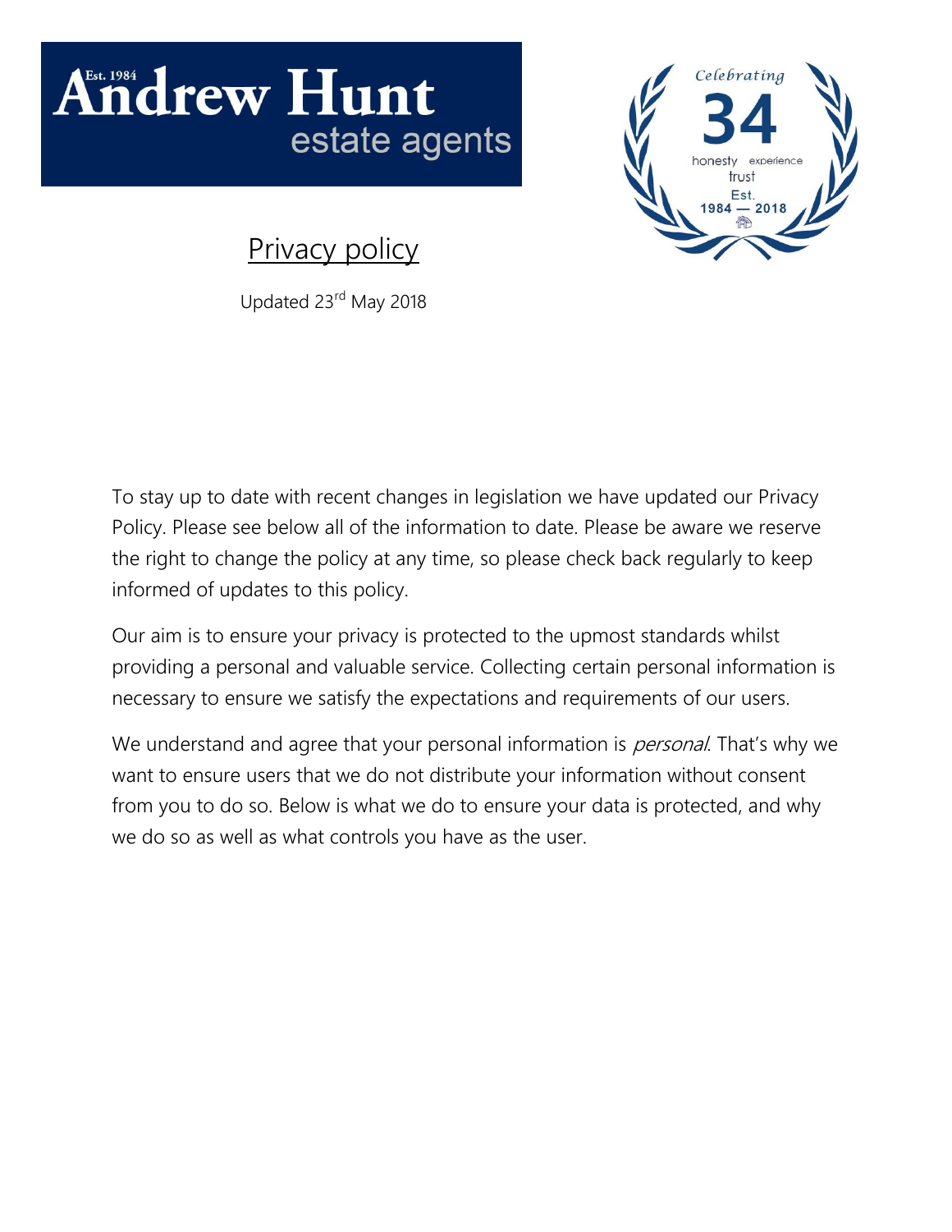# Andrew Hunt estate agents

Est. 1984

Celebrating 34

honesty experience trust

Est. 1984 — 2018

## Privacy policy

Updated 23rd May 2018

To stay up to date with recent changes in legislation we have updated our Privacy Policy. Please see below all of the information to date. Please be aware we reserve the right to change the policy at any time, so please check back regularly to keep informed of updates to this policy.

Our aim is to ensure your privacy is protected to the upmost standards whilst providing a personal and valuable service. Collecting certain personal information is necessary to ensure we satisfy the expectations and requirements of our users.

We understand and agree that your personal information is *personal*. That's why we want to ensure users that we do not distribute your information without consent from you to do so. Below is what we do to ensure your data is protected, and why we do so as well as what controls you have as the user.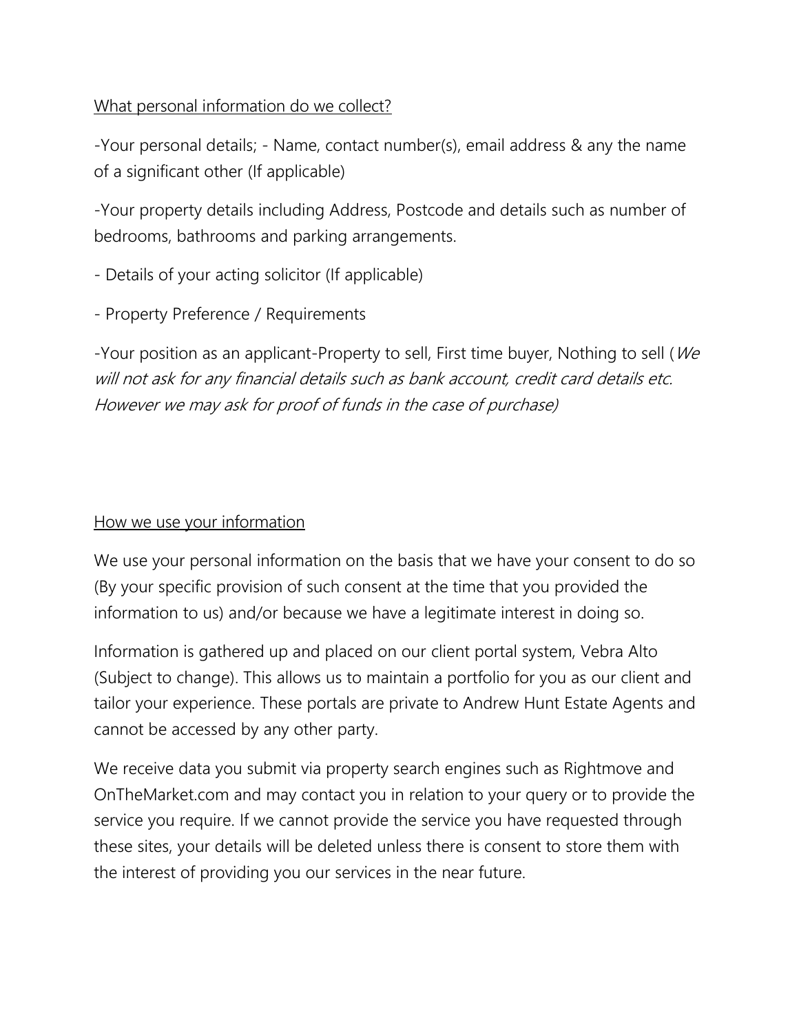<u>What personal information do we collect?</u>

-Your personal details; - Name, contact number(s), email address & any the name of a significant other (If applicable)

-Your property details including Address, Postcode and details such as number of bedrooms, bathrooms and parking arrangements.

- Details of your acting solicitor (If applicable)

- Property Preference / Requirements

-Your position as an applicant-Property to sell, First time buyer, Nothing to sell (*We will not ask for any financial details such as bank account, credit card details etc. However we may ask for proof of funds in the case of purchase)*

<u>How we use your information</u>

We use your personal information on the basis that we have your consent to do so (By your specific provision of such consent at the time that you provided the information to us) and/or because we have a legitimate interest in doing so.

Information is gathered up and placed on our client portal system, Vebra Alto (Subject to change). This allows us to maintain a portfolio for you as our client and tailor your experience. These portals are private to Andrew Hunt Estate Agents and cannot be accessed by any other party.

We receive data you submit via property search engines such as Rightmove and OnTheMarket.com and may contact you in relation to your query or to provide the service you require. If we cannot provide the service you have requested through these sites, your details will be deleted unless there is consent to store them with the interest of providing you our services in the near future.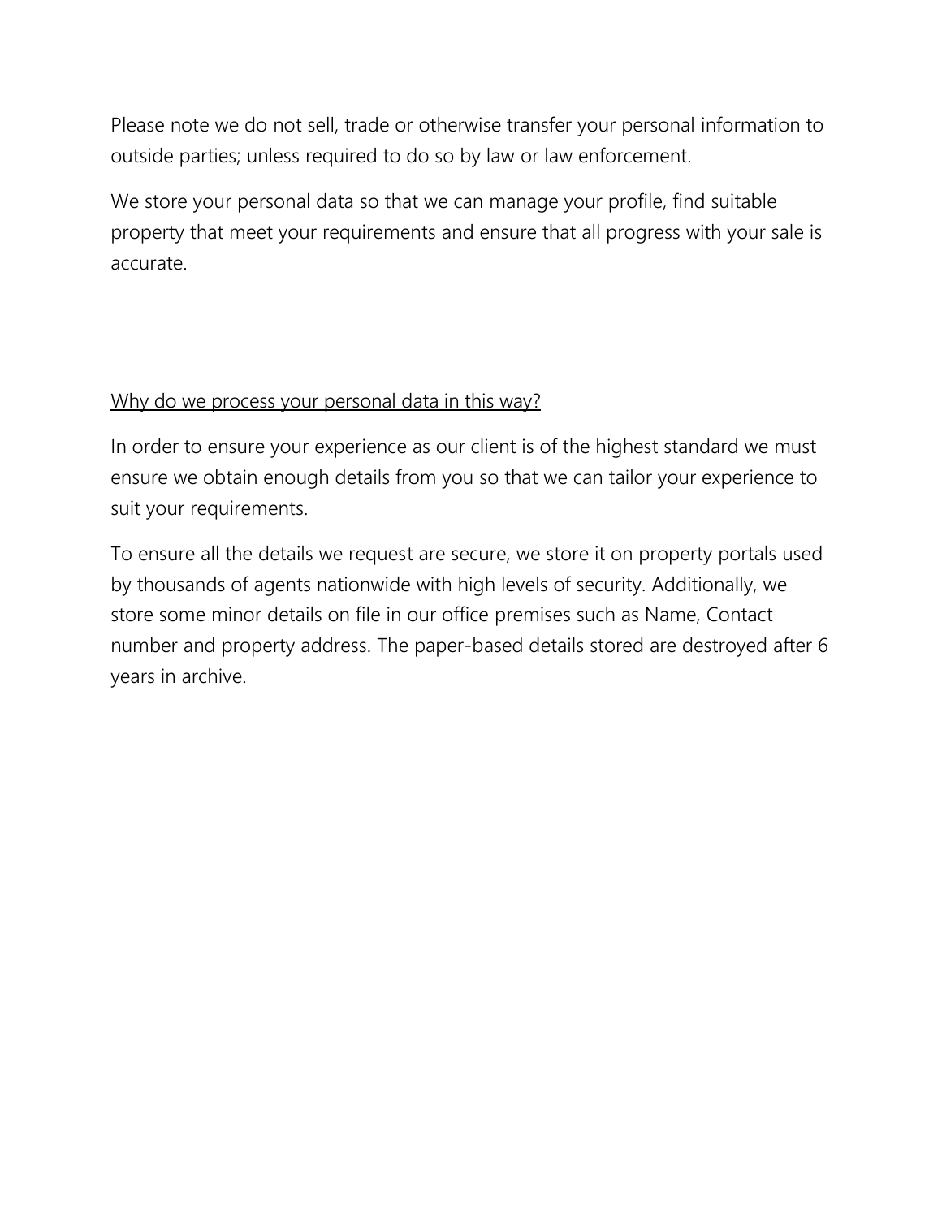Please note we do not sell, trade or otherwise transfer your personal information to outside parties; unless required to do so by law or law enforcement.

We store your personal data so that we can manage your profile, find suitable property that meet your requirements and ensure that all progress with your sale is accurate.

<u>Why do we process your personal data in this way?</u>

In order to ensure your experience as our client is of the highest standard we must ensure we obtain enough details from you so that we can tailor your experience to suit your requirements.

To ensure all the details we request are secure, we store it on property portals used by thousands of agents nationwide with high levels of security. Additionally, we store some minor details on file in our office premises such as Name, Contact number and property address. The paper-based details stored are destroyed after 6 years in archive.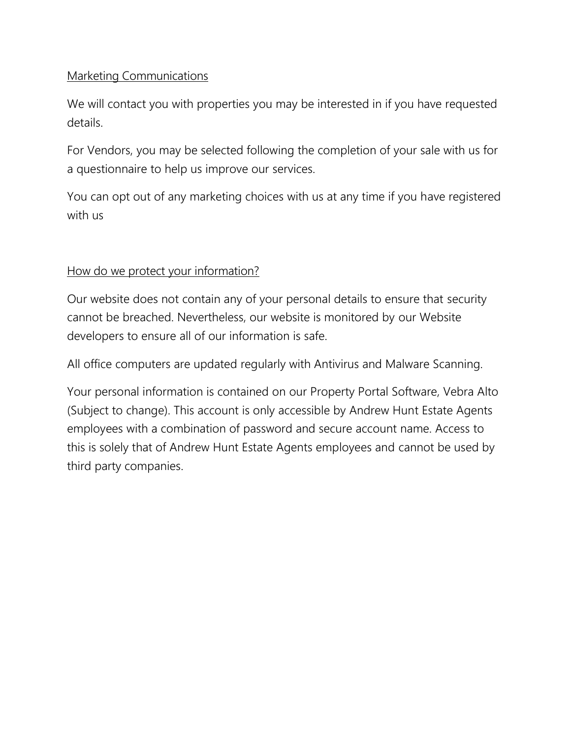## Marketing Communications

We will contact you with properties you may be interested in if you have requested details.

For Vendors, you may be selected following the completion of your sale with us for a questionnaire to help us improve our services.

You can opt out of any marketing choices with us at any time if you have registered with us

## How do we protect your information?

Our website does not contain any of your personal details to ensure that security cannot be breached. Nevertheless, our website is monitored by our Website developers to ensure all of our information is safe.

All office computers are updated regularly with Antivirus and Malware Scanning.

Your personal information is contained on our Property Portal Software, Vebra Alto (Subject to change). This account is only accessible by Andrew Hunt Estate Agents employees with a combination of password and secure account name. Access to this is solely that of Andrew Hunt Estate Agents employees and cannot be used by third party companies.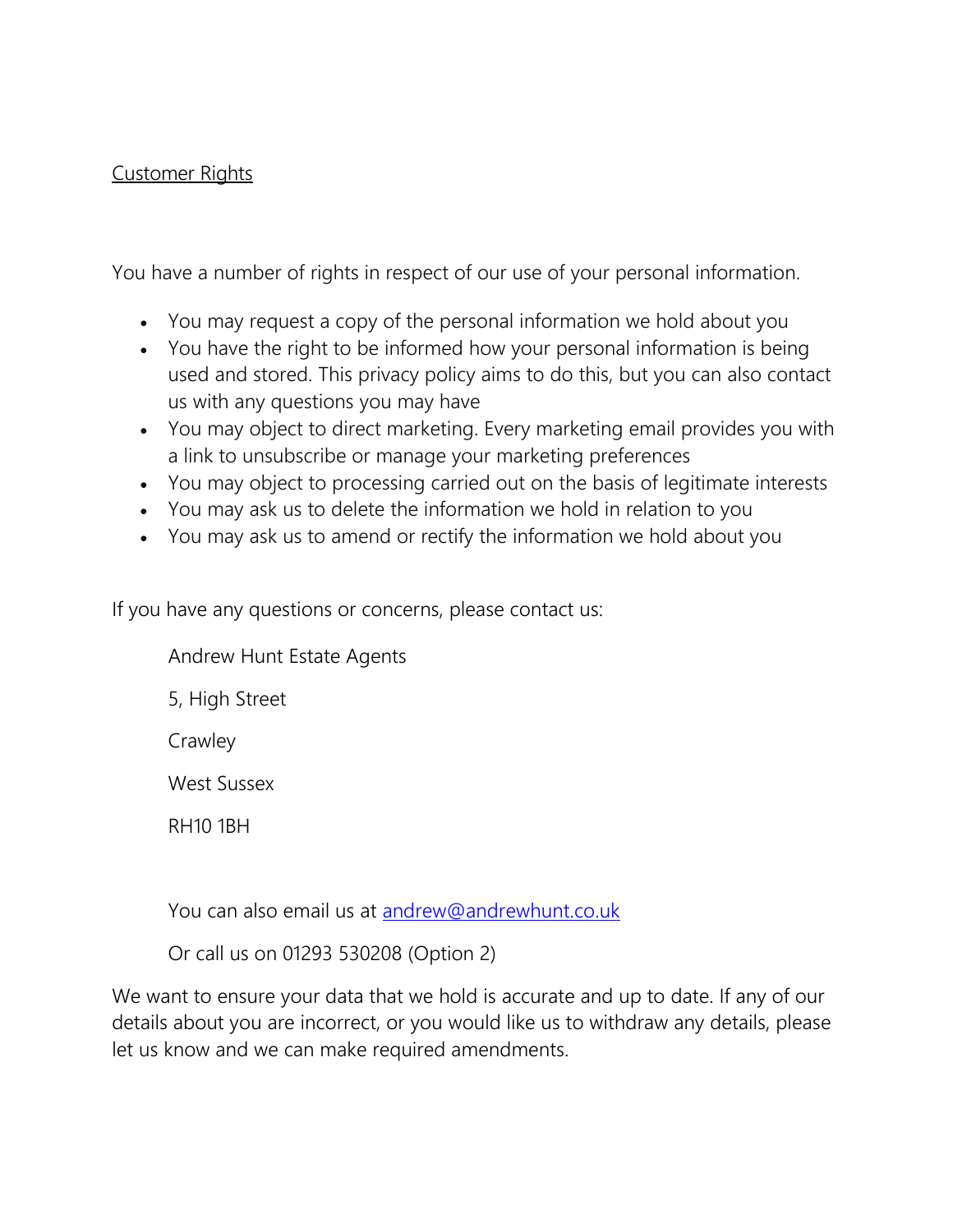## Customer Rights

You have a number of rights in respect of our use of your personal information.

- You may request a copy of the personal information we hold about you
- You have the right to be informed how your personal information is being used and stored. This privacy policy aims to do this, but you can also contact us with any questions you may have
- You may object to direct marketing. Every marketing email provides you with a link to unsubscribe or manage your marketing preferences
- You may object to processing carried out on the basis of legitimate interests
- You may ask us to delete the information we hold in relation to you
- You may ask us to amend or rectify the information we hold about you

If you have any questions or concerns, please contact us:

Andrew Hunt Estate Agents

5, High Street

Crawley

West Sussex

RH10 1BH

You can also email us at andrew@andrewhunt.co.uk

Or call us on 01293 530208 (Option 2)

We want to ensure your data that we hold is accurate and up to date. If any of our details about you are incorrect, or you would like us to withdraw any details, please let us know and we can make required amendments.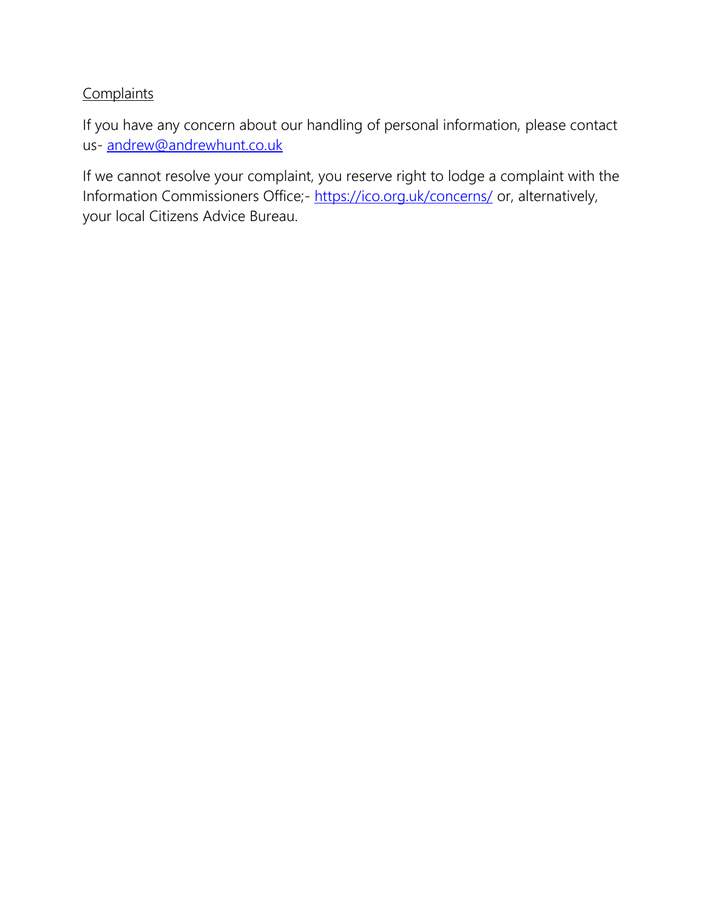Complaints

If you have any concern about our handling of personal information, please contact us- andrew@andrewhunt.co.uk

If we cannot resolve your complaint, you reserve right to lodge a complaint with the Information Commissioners Office;- https://ico.org.uk/concerns/ or, alternatively, your local Citizens Advice Bureau.